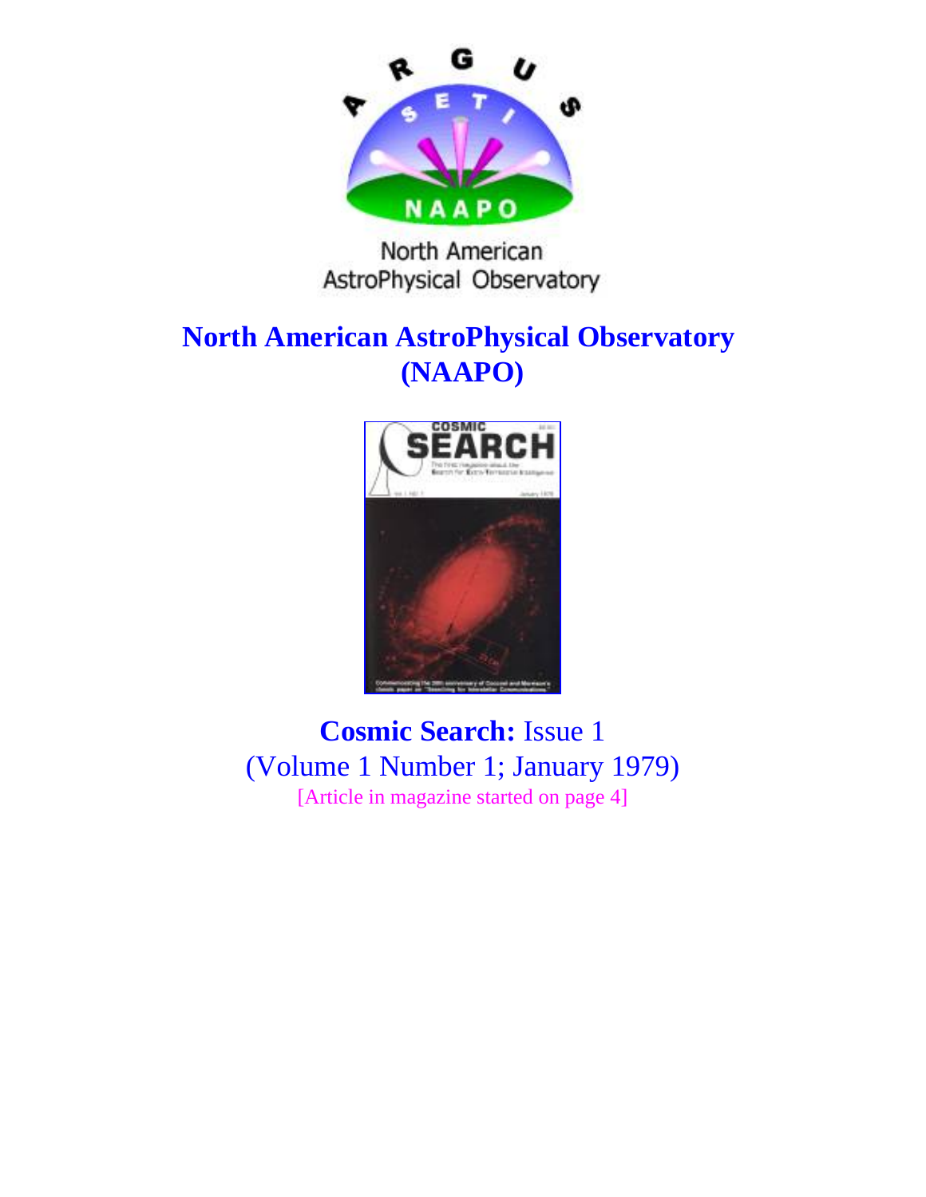North American AstroPhysical Observatory

# North American AstroPhysical Observatory (NAAPO)

**Cosmic Search:** Issue 1
(Volume 1 Number 1; January 1979)
[Article in magazine started on page 4]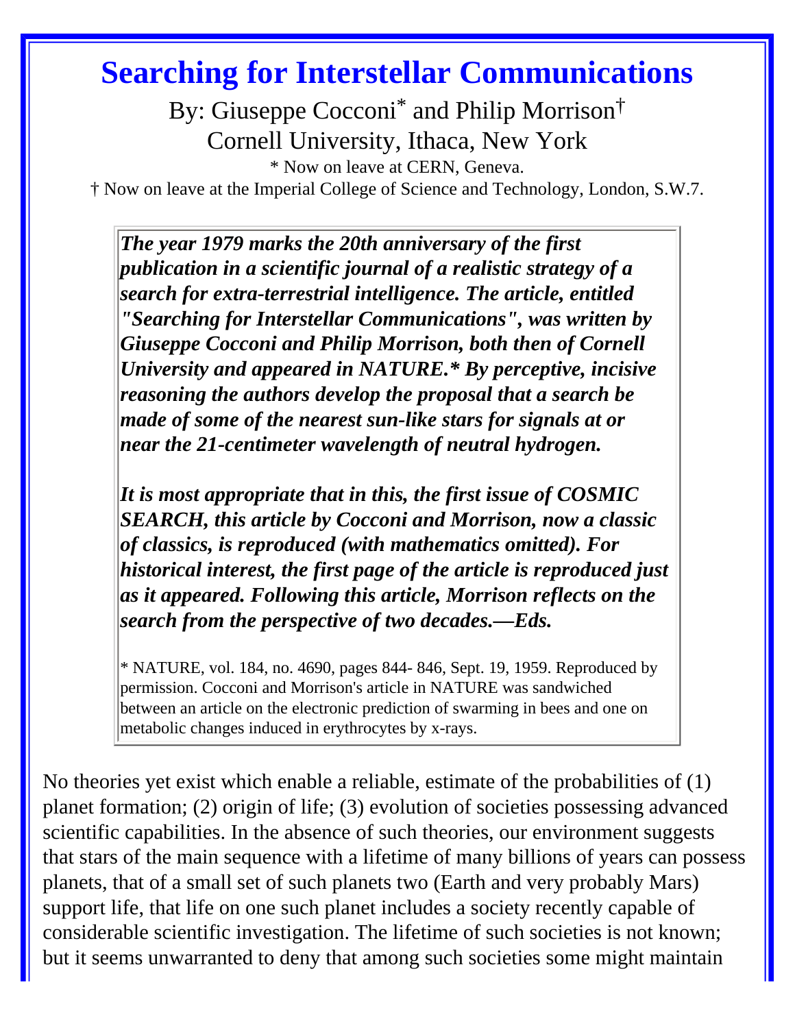# Searching for Interstellar Communications

By: Giuseppe Cocconi* and Philip Morrison†
Cornell University, Ithaca, New York

\* Now on leave at CERN, Geneva.
† Now on leave at the Imperial College of Science and Technology, London, S.W.7.

> ***The year 1979 marks the 20th anniversary of the first publication in a scientific journal of a realistic strategy of a search for extra-terrestrial intelligence. The article, entitled "Searching for Interstellar Communications", was written by Giuseppe Cocconi and Philip Morrison, both then of Cornell University and appeared in NATURE.\* By perceptive, incisive reasoning the authors develop the proposal that a search be made of some of the nearest sun-like stars for signals at or near the 21-centimeter wavelength of neutral hydrogen.***
>
> ***It is most appropriate that in this, the first issue of COSMIC SEARCH, this article by Cocconi and Morrison, now a classic of classics, is reproduced (with mathematics omitted). For historical interest, the first page of the article is reproduced just as it appeared. Following this article, Morrison reflects on the search from the perspective of two decades.—Eds.***
>
> \* NATURE, vol. 184, no. 4690, pages 844- 846, Sept. 19, 1959. Reproduced by permission. Cocconi and Morrison's article in NATURE was sandwiched between an article on the electronic prediction of swarming in bees and one on metabolic changes induced in erythrocytes by x-rays.

No theories yet exist which enable a reliable, estimate of the probabilities of (1) planet formation; (2) origin of life; (3) evolution of societies possessing advanced scientific capabilities. In the absence of such theories, our environment suggests that stars of the main sequence with a lifetime of many billions of years can possess planets, that of a small set of such planets two (Earth and very probably Mars) support life, that life on one such planet includes a society recently capable of considerable scientific investigation. The lifetime of such societies is not known; but it seems unwarranted to deny that among such societies some might maintain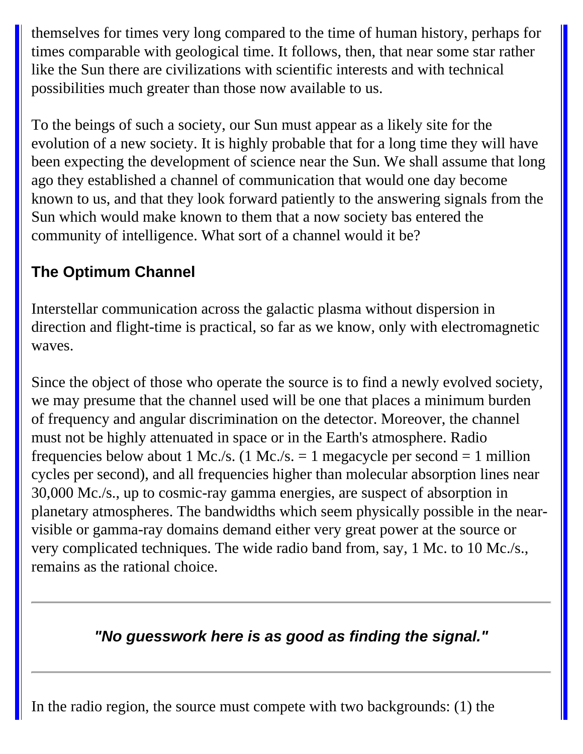themselves for times very long compared to the time of human history, perhaps for times comparable with geological time. It follows, then, that near some star rather like the Sun there are civilizations with scientific interests and with technical possibilities much greater than those now available to us.

To the beings of such a society, our Sun must appear as a likely site for the evolution of a new society. It is highly probable that for a long time they will have been expecting the development of science near the Sun. We shall assume that long ago they established a channel of communication that would one day become known to us, and that they look forward patiently to the answering signals from the Sun which would make known to them that a now society bas entered the community of intelligence. What sort of a channel would it be?

### The Optimum Channel

Interstellar communication across the galactic plasma without dispersion in direction and flight-time is practical, so far as we know, only with electromagnetic waves.

Since the object of those who operate the source is to find a newly evolved society, we may presume that the channel used will be one that places a minimum burden of frequency and angular discrimination on the detector. Moreover, the channel must not be highly attenuated in space or in the Earth's atmosphere. Radio frequencies below about 1 Mc./s. (1 Mc./s. = 1 megacycle per second = 1 million cycles per second), and all frequencies higher than molecular absorption lines near 30,000 Mc./s., up to cosmic-ray gamma energies, are suspect of absorption in planetary atmospheres. The bandwidths which seem physically possible in the near-visible or gamma-ray domains demand either very great power at the source or very complicated techniques. The wide radio band from, say, 1 Mc. to 10 Mc./s., remains as the rational choice.

---

***"No guesswork here is as good as finding the signal."***

---

In the radio region, the source must compete with two backgrounds: (1) the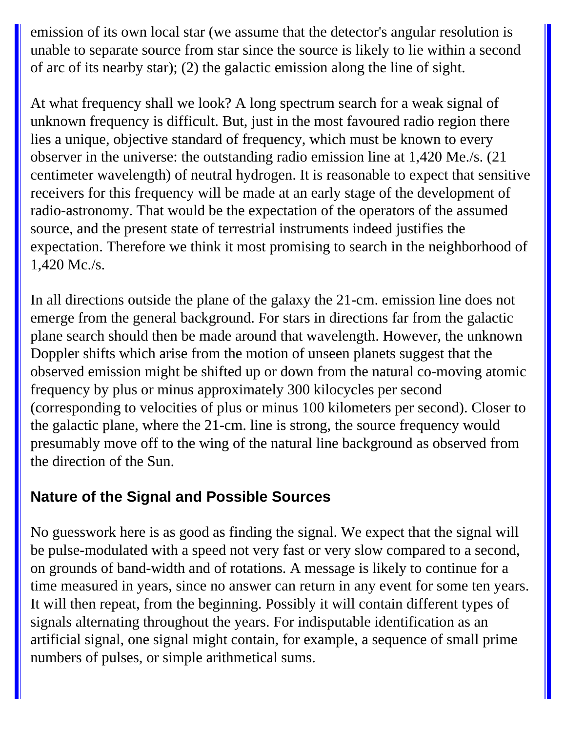emission of its own local star (we assume that the detector's angular resolution is unable to separate source from star since the source is likely to lie within a second of arc of its nearby star); (2) the galactic emission along the line of sight.

At what frequency shall we look? A long spectrum search for a weak signal of unknown frequency is difficult. But, just in the most favoured radio region there lies a unique, objective standard of frequency, which must be known to every observer in the universe: the outstanding radio emission line at 1,420 Me./s. (21 centimeter wavelength) of neutral hydrogen. It is reasonable to expect that sensitive receivers for this frequency will be made at an early stage of the development of radio-astronomy. That would be the expectation of the operators of the assumed source, and the present state of terrestrial instruments indeed justifies the expectation. Therefore we think it most promising to search in the neighborhood of 1,420 Mc./s.

In all directions outside the plane of the galaxy the 21-cm. emission line does not emerge from the general background. For stars in directions far from the galactic plane search should then be made around that wavelength. However, the unknown Doppler shifts which arise from the motion of unseen planets suggest that the observed emission might be shifted up or down from the natural co-moving atomic frequency by plus or minus approximately 300 kilocycles per second (corresponding to velocities of plus or minus 100 kilometers per second). Closer to the galactic plane, where the 21-cm. line is strong, the source frequency would presumably move off to the wing of the natural line background as observed from the direction of the Sun.

## Nature of the Signal and Possible Sources

No guesswork here is as good as finding the signal. We expect that the signal will be pulse-modulated with a speed not very fast or very slow compared to a second, on grounds of band-width and of rotations. A message is likely to continue for a time measured in years, since no answer can return in any event for some ten years. It will then repeat, from the beginning. Possibly it will contain different types of signals alternating throughout the years. For indisputable identification as an artificial signal, one signal might contain, for example, a sequence of small prime numbers of pulses, or simple arithmetical sums.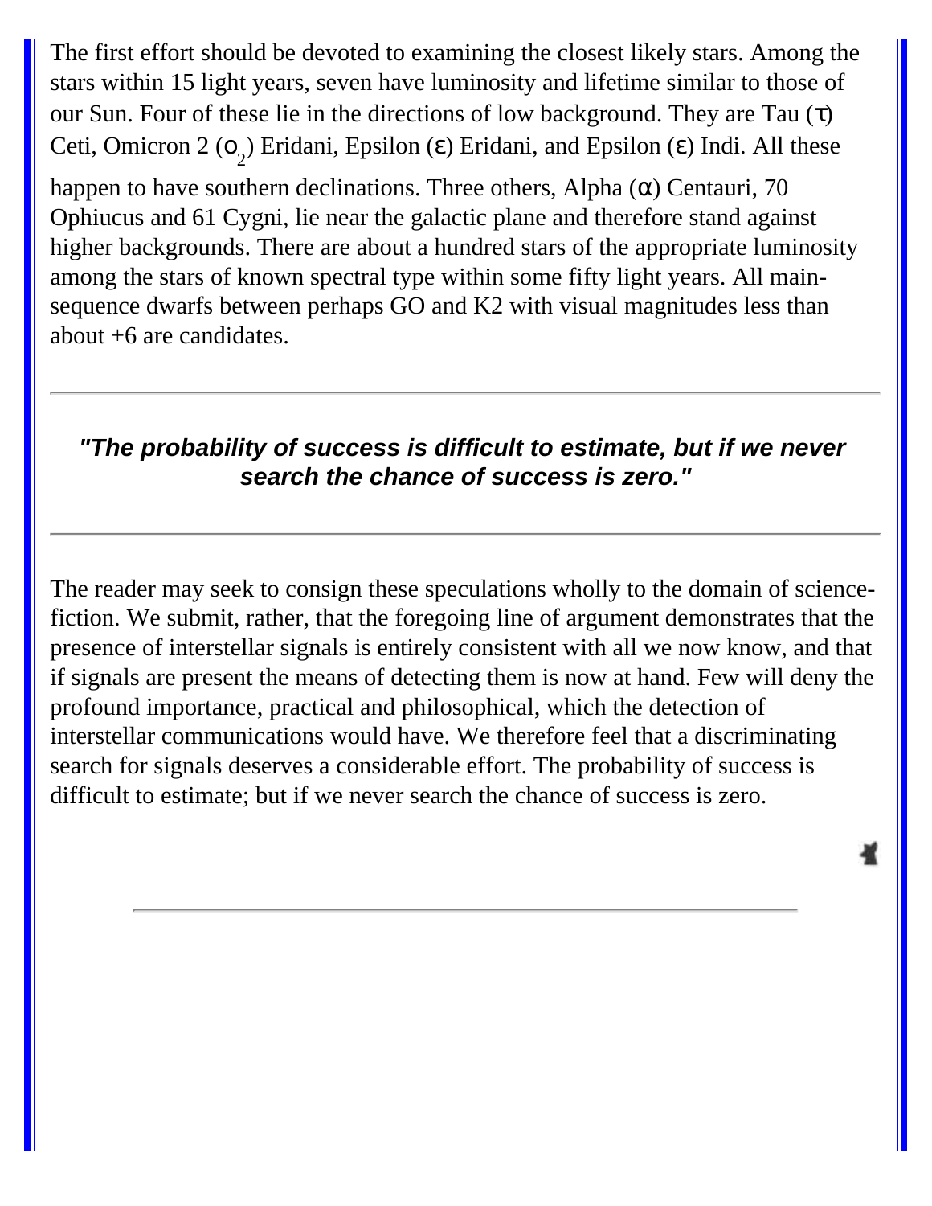The first effort should be devoted to examining the closest likely stars. Among the stars within 15 light years, seven have luminosity and lifetime similar to those of our Sun. Four of these lie in the directions of low background. They are Tau ($\tau$) Ceti, Omicron 2 ($o_2$) Eridani, Epsilon ($\varepsilon$) Eridani, and Epsilon ($\varepsilon$) Indi. All these happen to have southern declinations. Three others, Alpha ($\alpha$) Centauri, 70 Ophiucus and 61 Cygni, lie near the galactic plane and therefore stand against higher backgrounds. There are about a hundred stars of the appropriate luminosity among the stars of known spectral type within some fifty light years. All main-sequence dwarfs between perhaps GO and K2 with visual magnitudes less than about +6 are candidates.

---

***"The probability of success is difficult to estimate, but if we never search the chance of success is zero."***

---

The reader may seek to consign these speculations wholly to the domain of science-fiction. We submit, rather, that the foregoing line of argument demonstrates that the presence of interstellar signals is entirely consistent with all we now know, and that if signals are present the means of detecting them is now at hand. Few will deny the profound importance, practical and philosophical, which the detection of interstellar communications would have. We therefore feel that a discriminating search for signals deserves a considerable effort. The probability of success is difficult to estimate; but if we never search the chance of success is zero.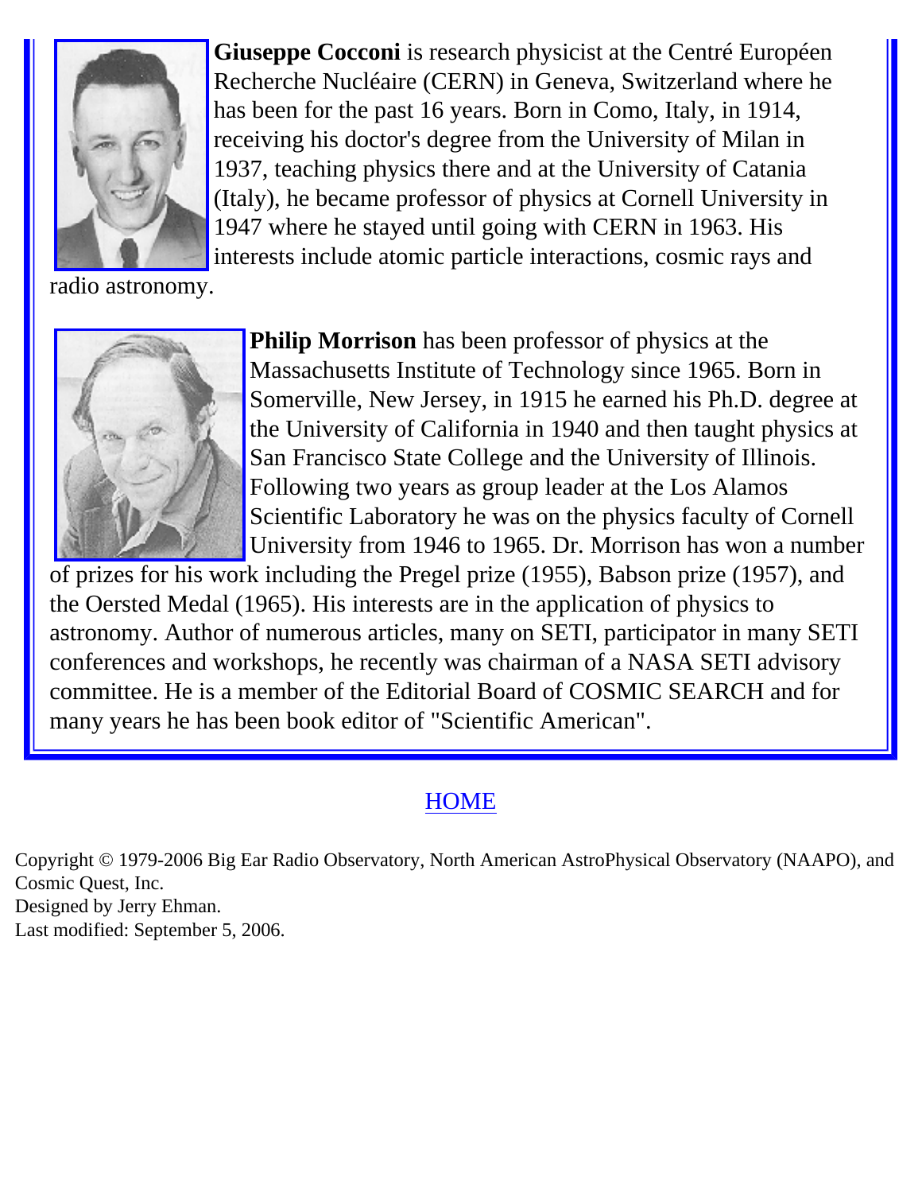**Giuseppe Cocconi** is research physicist at the Centré Européen Recherche Nucléaire (CERN) in Geneva, Switzerland where he has been for the past 16 years. Born in Como, Italy, in 1914, receiving his doctor's degree from the University of Milan in 1937, teaching physics there and at the University of Catania (Italy), he became professor of physics at Cornell University in 1947 where he stayed until going with CERN in 1963. His interests include atomic particle interactions, cosmic rays and radio astronomy.

**Philip Morrison** has been professor of physics at the Massachusetts Institute of Technology since 1965. Born in Somerville, New Jersey, in 1915 he earned his Ph.D. degree at the University of California in 1940 and then taught physics at San Francisco State College and the University of Illinois. Following two years as group leader at the Los Alamos Scientific Laboratory he was on the physics faculty of Cornell University from 1946 to 1965. Dr. Morrison has won a number of prizes for his work including the Pregel prize (1955), Babson prize (1957), and the Oersted Medal (1965). His interests are in the application of physics to astronomy. Author of numerous articles, many on SETI, participator in many SETI conferences and workshops, he recently was chairman of a NASA SETI advisory committee. He is a member of the Editorial Board of COSMIC SEARCH and for many years he has been book editor of "Scientific American".

HOME

Copyright © 1979-2006 Big Ear Radio Observatory, North American AstroPhysical Observatory (NAAPO), and Cosmic Quest, Inc.
Designed by Jerry Ehman.
Last modified: September 5, 2006.